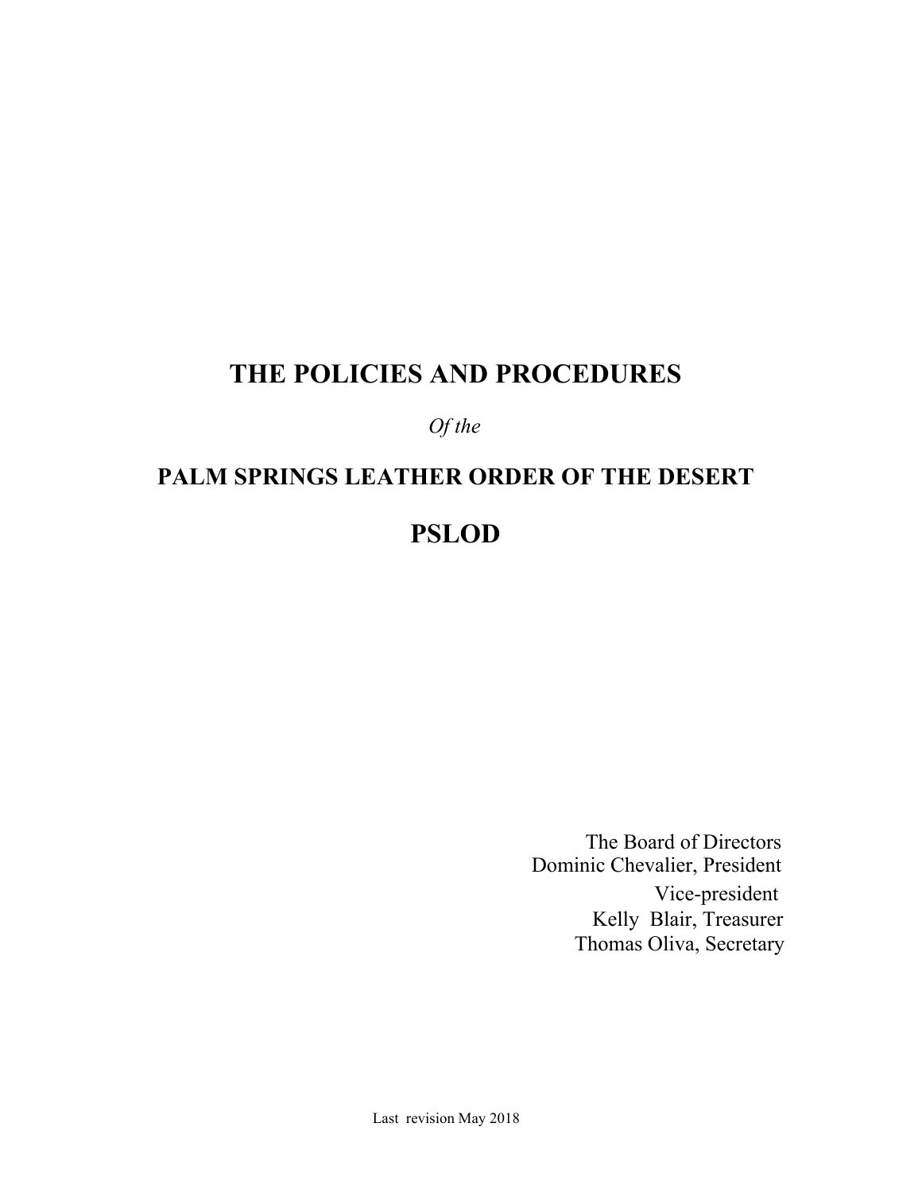# THE POLICIES AND PROCEDURES

*Of the*

## PALM SPRINGS LEATHER ORDER OF THE DESERT

# PSLOD

The Board of Directors
Dominic Chevalier, President
Vice-president
Kelly Blair, Treasurer
Thomas Oliva, Secretary

Last revision May 2018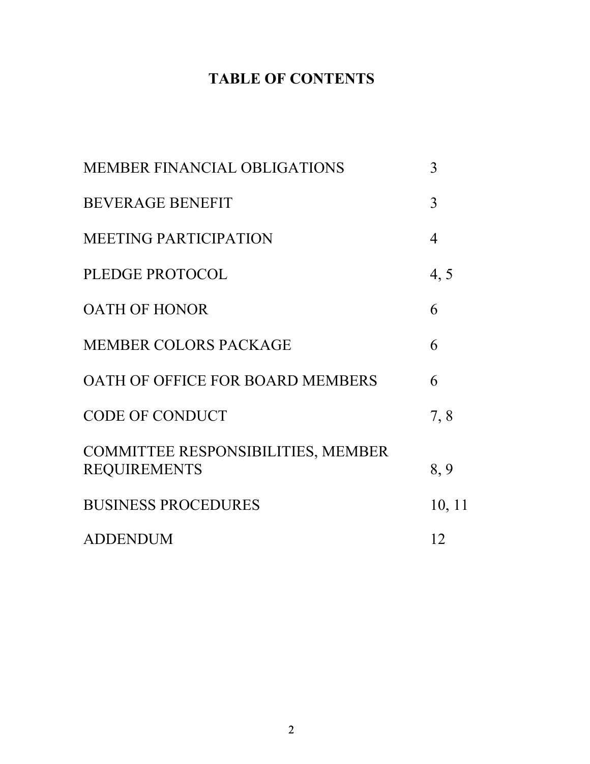# TABLE OF CONTENTS

| | |
|---|---|
| MEMBER FINANCIAL OBLIGATIONS | 3 |
| BEVERAGE BENEFIT | 3 |
| MEETING PARTICIPATION | 4 |
| PLEDGE PROTOCOL | 4, 5 |
| OATH OF HONOR | 6 |
| MEMBER COLORS PACKAGE | 6 |
| OATH OF OFFICE FOR BOARD MEMBERS | 6 |
| CODE OF CONDUCT | 7, 8 |
| COMMITTEE RESPONSIBILITIES, MEMBER REQUIREMENTS | 8, 9 |
| BUSINESS PROCEDURES | 10, 11 |
| ADDENDUM | 12 |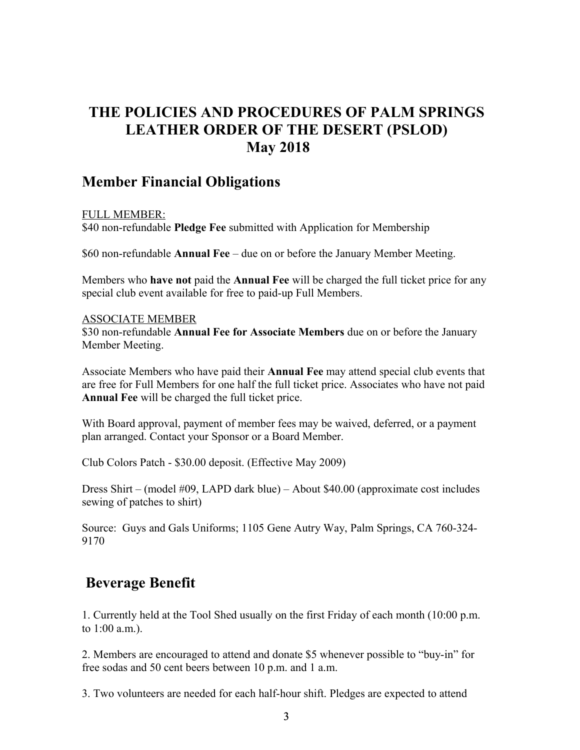# THE POLICIES AND PROCEDURES OF PALM SPRINGS LEATHER ORDER OF THE DESERT (PSLOD)
# May 2018

## Member Financial Obligations

<u>FULL MEMBER:</u>
$40 non-refundable **Pledge Fee** submitted with Application for Membership

$60 non-refundable **Annual Fee** – due on or before the January Member Meeting.

Members who **have not** paid the **Annual Fee** will be charged the full ticket price for any special club event available for free to paid-up Full Members.

<u>ASSOCIATE MEMBER</u>
$30 non-refundable **Annual Fee for Associate Members** due on or before the January Member Meeting.

Associate Members who have paid their **Annual Fee** may attend special club events that are free for Full Members for one half the full ticket price. Associates who have not paid **Annual Fee** will be charged the full ticket price.

With Board approval, payment of member fees may be waived, deferred, or a payment plan arranged. Contact your Sponsor or a Board Member.

Club Colors Patch - $30.00 deposit. (Effective May 2009)

Dress Shirt – (model #09, LAPD dark blue) – About $40.00 (approximate cost includes sewing of patches to shirt)

Source: Guys and Gals Uniforms; 1105 Gene Autry Way, Palm Springs, CA 760-324-9170

## Beverage Benefit

1. Currently held at the Tool Shed usually on the first Friday of each month (10:00 p.m. to 1:00 a.m.).

2. Members are encouraged to attend and donate $5 whenever possible to "buy-in" for free sodas and 50 cent beers between 10 p.m. and 1 a.m.

3. Two volunteers are needed for each half-hour shift. Pledges are expected to attend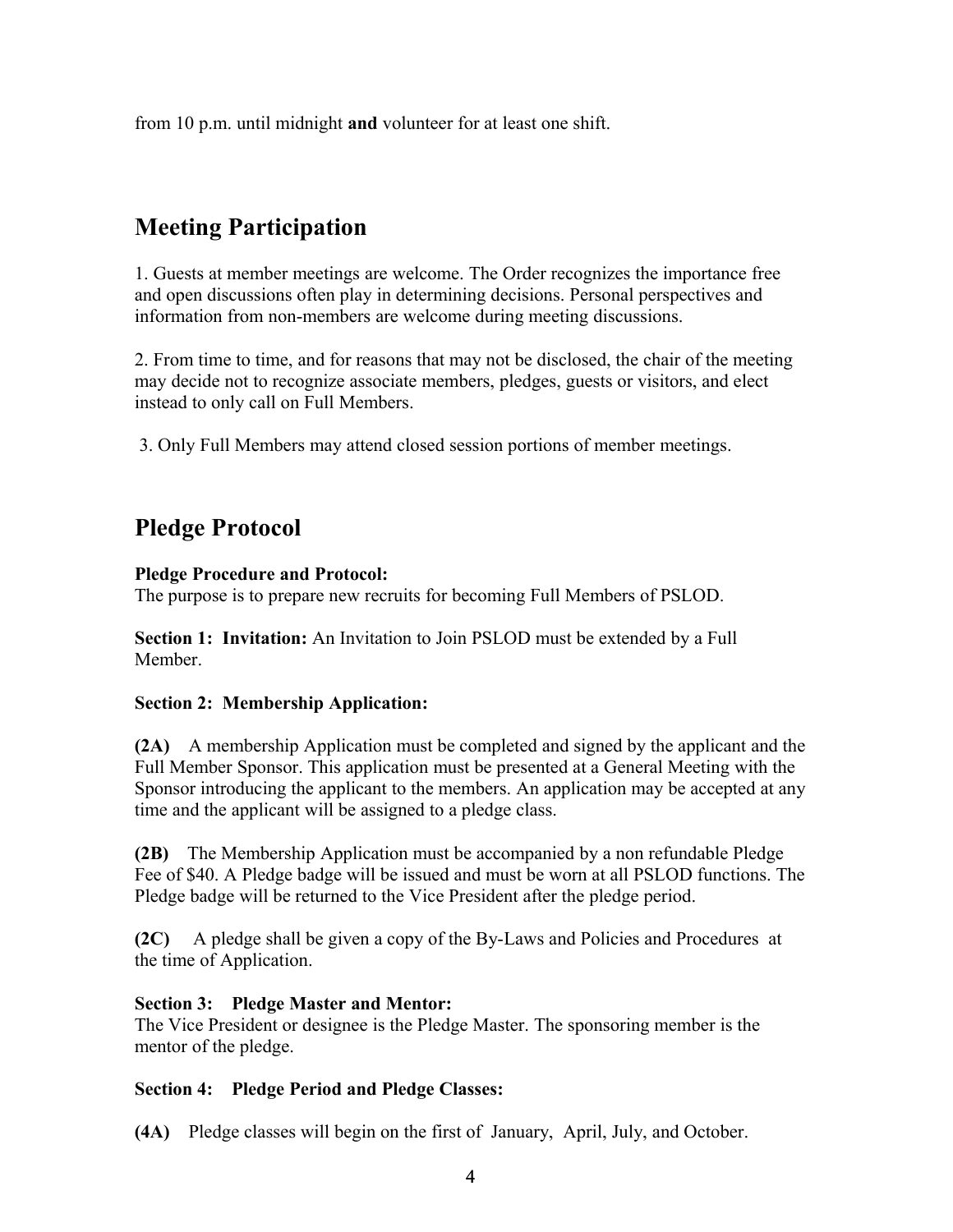from 10 p.m. until midnight **and** volunteer for at least one shift.

## Meeting Participation

1. Guests at member meetings are welcome. The Order recognizes the importance free and open discussions often play in determining decisions. Personal perspectives and information from non-members are welcome during meeting discussions.

2. From time to time, and for reasons that may not be disclosed, the chair of the meeting may decide not to recognize associate members, pledges, guests or visitors, and elect instead to only call on Full Members.

3. Only Full Members may attend closed session portions of member meetings.

## Pledge Protocol

**Pledge Procedure and Protocol:**
The purpose is to prepare new recruits for becoming Full Members of PSLOD.

**Section 1: Invitation:** An Invitation to Join PSLOD must be extended by a Full Member.

**Section 2: Membership Application:**

**(2A)** A membership Application must be completed and signed by the applicant and the Full Member Sponsor. This application must be presented at a General Meeting with the Sponsor introducing the applicant to the members. An application may be accepted at any time and the applicant will be assigned to a pledge class.

**(2B)** The Membership Application must be accompanied by a non refundable Pledge Fee of $40. A Pledge badge will be issued and must be worn at all PSLOD functions. The Pledge badge will be returned to the Vice President after the pledge period.

**(2C)** A pledge shall be given a copy of the By-Laws and Policies and Procedures at the time of Application.

**Section 3: Pledge Master and Mentor:**
The Vice President or designee is the Pledge Master. The sponsoring member is the mentor of the pledge.

**Section 4: Pledge Period and Pledge Classes:**

**(4A)** Pledge classes will begin on the first of January, April, July, and October.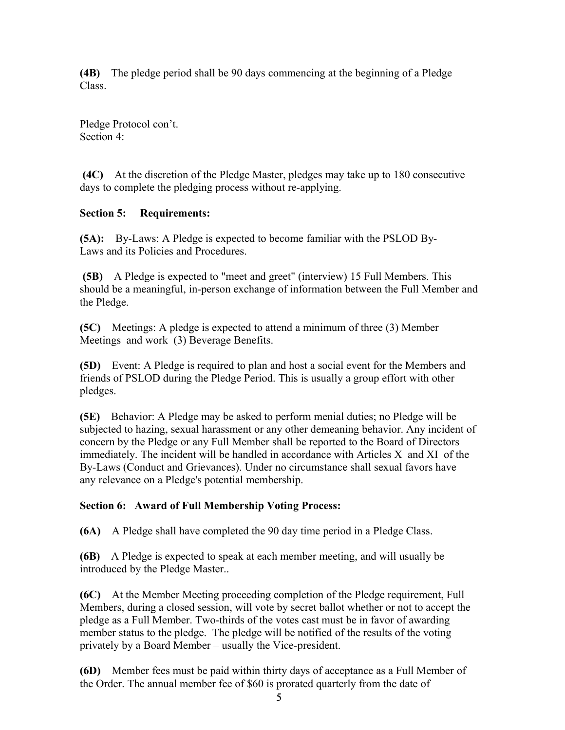**(4B)** The pledge period shall be 90 days commencing at the beginning of a Pledge Class.

Pledge Protocol con't.
Section 4:

**(4C)** At the discretion of the Pledge Master, pledges may take up to 180 consecutive days to complete the pledging process without re-applying.

**Section 5: Requirements:**

**(5A):** By-Laws: A Pledge is expected to become familiar with the PSLOD By-Laws and its Policies and Procedures.

**(5B)** A Pledge is expected to "meet and greet" (interview) 15 Full Members. This should be a meaningful, in-person exchange of information between the Full Member and the Pledge.

**(5C)** Meetings: A pledge is expected to attend a minimum of three (3) Member Meetings and work (3) Beverage Benefits.

**(5D)** Event: A Pledge is required to plan and host a social event for the Members and friends of PSLOD during the Pledge Period. This is usually a group effort with other pledges.

**(5E)** Behavior: A Pledge may be asked to perform menial duties; no Pledge will be subjected to hazing, sexual harassment or any other demeaning behavior. Any incident of concern by the Pledge or any Full Member shall be reported to the Board of Directors immediately. The incident will be handled in accordance with Articles X and XI of the By-Laws (Conduct and Grievances). Under no circumstance shall sexual favors have any relevance on a Pledge's potential membership.

**Section 6: Award of Full Membership Voting Process:**

**(6A)** A Pledge shall have completed the 90 day time period in a Pledge Class.

**(6B)** A Pledge is expected to speak at each member meeting, and will usually be introduced by the Pledge Master..

**(6C)** At the Member Meeting proceeding completion of the Pledge requirement, Full Members, during a closed session, will vote by secret ballot whether or not to accept the pledge as a Full Member. Two-thirds of the votes cast must be in favor of awarding member status to the pledge. The pledge will be notified of the results of the voting privately by a Board Member – usually the Vice-president.

**(6D)** Member fees must be paid within thirty days of acceptance as a Full Member of the Order. The annual member fee of $60 is prorated quarterly from the date of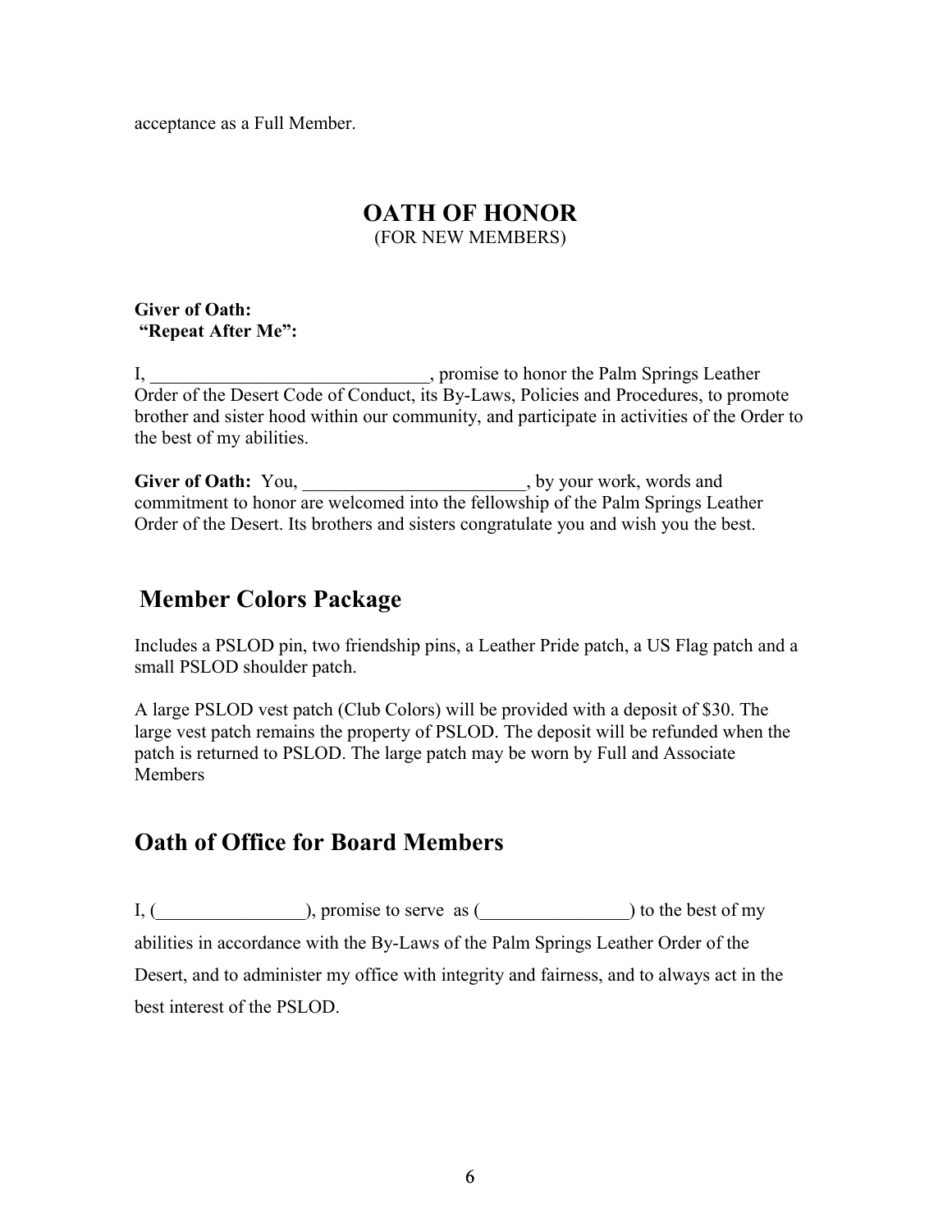acceptance as a Full Member.

# OATH OF HONOR

(FOR NEW MEMBERS)

**Giver of Oath:**
**"Repeat After Me":**

I, ______________________________, promise to honor the Palm Springs Leather Order of the Desert Code of Conduct, its By-Laws, Policies and Procedures, to promote brother and sister hood within our community, and participate in activities of the Order to the best of my abilities.

**Giver of Oath:** You, ________________________, by your work, words and commitment to honor are welcomed into the fellowship of the Palm Springs Leather Order of the Desert. Its brothers and sisters congratulate you and wish you the best.

## Member Colors Package

Includes a PSLOD pin, two friendship pins, a Leather Pride patch, a US Flag patch and a small PSLOD shoulder patch.

A large PSLOD vest patch (Club Colors) will be provided with a deposit of $30. The large vest patch remains the property of PSLOD. The deposit will be refunded when the patch is returned to PSLOD. The large patch may be worn by Full and Associate Members

## Oath of Office for Board Members

I, (________________), promise to serve as (________________) to the best of my abilities in accordance with the By-Laws of the Palm Springs Leather Order of the Desert, and to administer my office with integrity and fairness, and to always act in the best interest of the PSLOD.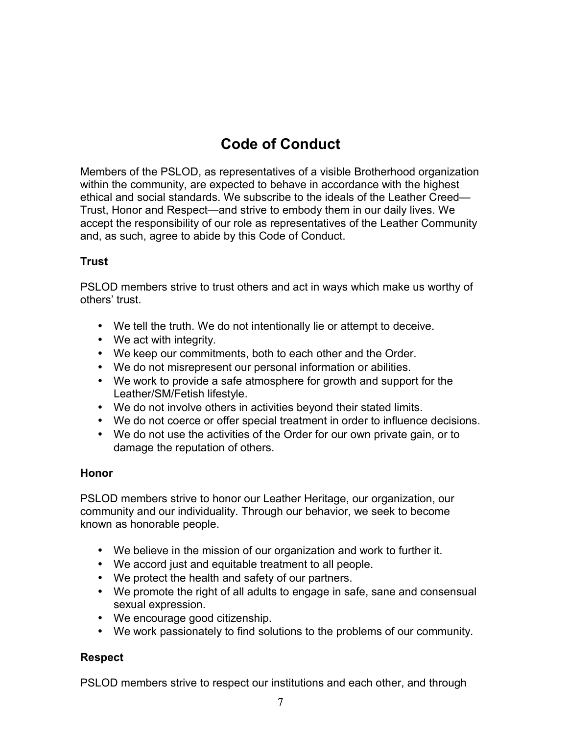# Code of Conduct

Members of the PSLOD, as representatives of a visible Brotherhood organization within the community, are expected to behave in accordance with the highest ethical and social standards. We subscribe to the ideals of the Leather Creed—Trust, Honor and Respect—and strive to embody them in our daily lives. We accept the responsibility of our role as representatives of the Leather Community and, as such, agree to abide by this Code of Conduct.

### Trust

PSLOD members strive to trust others and act in ways which make us worthy of others' trust.

- We tell the truth. We do not intentionally lie or attempt to deceive.
- We act with integrity.
- We keep our commitments, both to each other and the Order.
- We do not misrepresent our personal information or abilities.
- We work to provide a safe atmosphere for growth and support for the Leather/SM/Fetish lifestyle.
- We do not involve others in activities beyond their stated limits.
- We do not coerce or offer special treatment in order to influence decisions.
- We do not use the activities of the Order for our own private gain, or to damage the reputation of others.

### Honor

PSLOD members strive to honor our Leather Heritage, our organization, our community and our individuality. Through our behavior, we seek to become known as honorable people.

- We believe in the mission of our organization and work to further it.
- We accord just and equitable treatment to all people.
- We protect the health and safety of our partners.
- We promote the right of all adults to engage in safe, sane and consensual sexual expression.
- We encourage good citizenship.
- We work passionately to find solutions to the problems of our community.

### Respect

PSLOD members strive to respect our institutions and each other, and through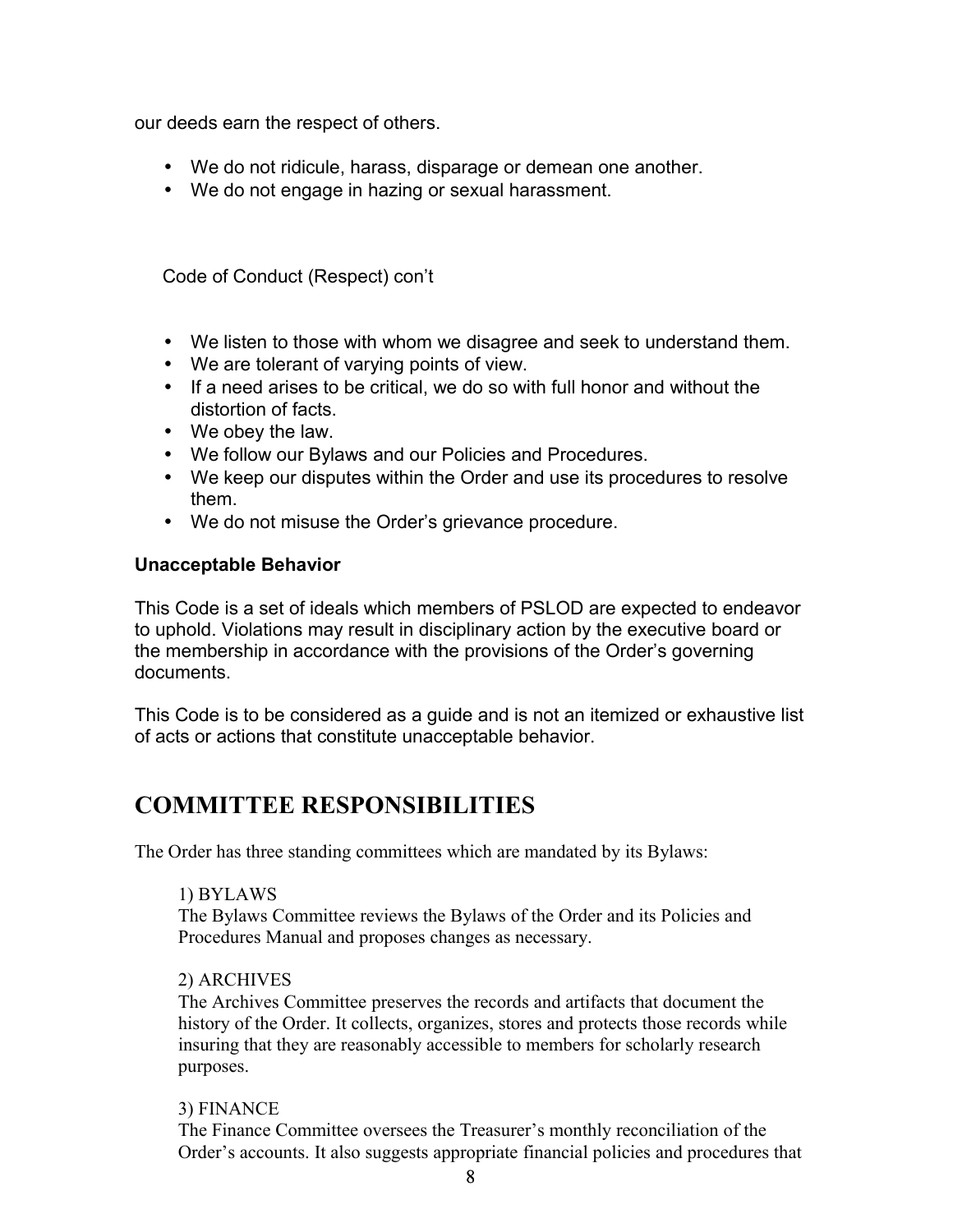our deeds earn the respect of others.

- We do not ridicule, harass, disparage or demean one another.
- We do not engage in hazing or sexual harassment.

Code of Conduct (Respect) con't

- We listen to those with whom we disagree and seek to understand them.
- We are tolerant of varying points of view.
- If a need arises to be critical, we do so with full honor and without the distortion of facts.
- We obey the law.
- We follow our Bylaws and our Policies and Procedures.
- We keep our disputes within the Order and use its procedures to resolve them.
- We do not misuse the Order's grievance procedure.

**Unacceptable Behavior**

This Code is a set of ideals which members of PSLOD are expected to endeavor to uphold. Violations may result in disciplinary action by the executive board or the membership in accordance with the provisions of the Order's governing documents.

This Code is to be considered as a guide and is not an itemized or exhaustive list of acts or actions that constitute unacceptable behavior.

# COMMITTEE RESPONSIBILITIES

The Order has three standing committees which are mandated by its Bylaws:

1) BYLAWS
The Bylaws Committee reviews the Bylaws of the Order and its Policies and Procedures Manual and proposes changes as necessary.

2) ARCHIVES
The Archives Committee preserves the records and artifacts that document the history of the Order. It collects, organizes, stores and protects those records while insuring that they are reasonably accessible to members for scholarly research purposes.

3) FINANCE
The Finance Committee oversees the Treasurer's monthly reconciliation of the Order's accounts. It also suggests appropriate financial policies and procedures that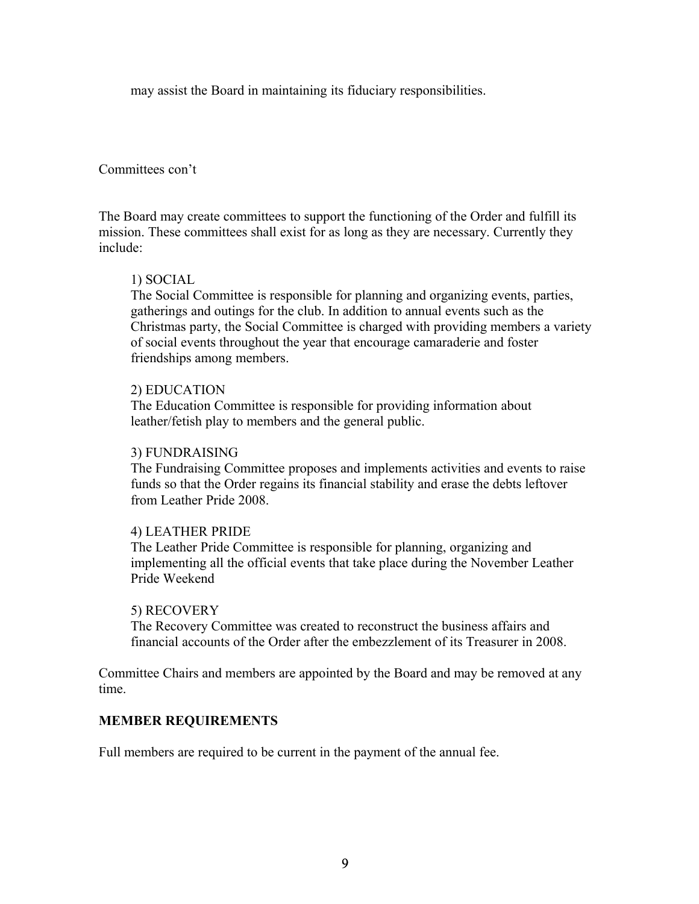may assist the Board in maintaining its fiduciary responsibilities.

Committees con't

The Board may create committees to support the functioning of the Order and fulfill its mission. These committees shall exist for as long as they are necessary. Currently they include:

1) SOCIAL
The Social Committee is responsible for planning and organizing events, parties, gatherings and outings for the club. In addition to annual events such as the Christmas party, the Social Committee is charged with providing members a variety of social events throughout the year that encourage camaraderie and foster friendships among members.

2) EDUCATION
The Education Committee is responsible for providing information about leather/fetish play to members and the general public.

3) FUNDRAISING
The Fundraising Committee proposes and implements activities and events to raise funds so that the Order regains its financial stability and erase the debts leftover from Leather Pride 2008.

4) LEATHER PRIDE
The Leather Pride Committee is responsible for planning, organizing and implementing all the official events that take place during the November Leather Pride Weekend

5) RECOVERY
The Recovery Committee was created to reconstruct the business affairs and financial accounts of the Order after the embezzlement of its Treasurer in 2008.

Committee Chairs and members are appointed by the Board and may be removed at any time.

**MEMBER REQUIREMENTS**

Full members are required to be current in the payment of the annual fee.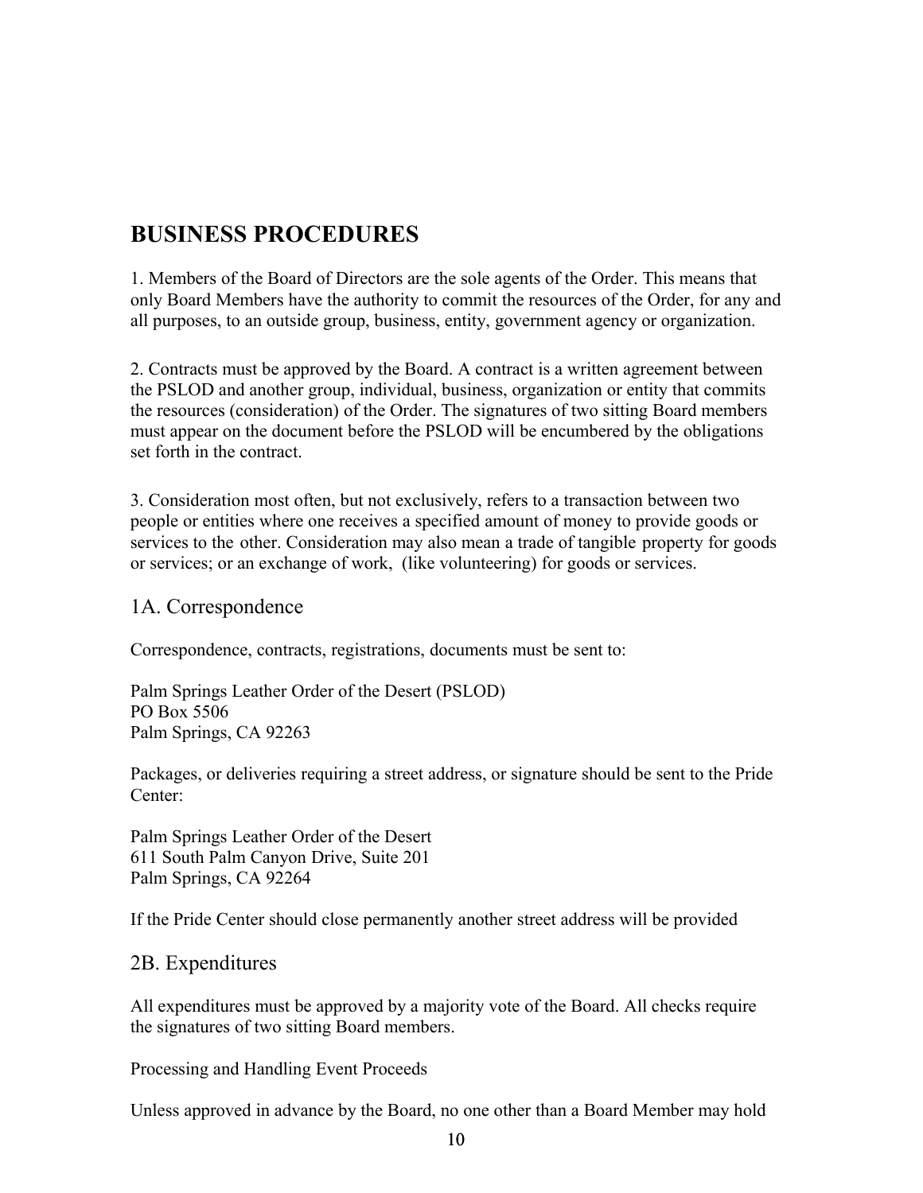## BUSINESS PROCEDURES

1. Members of the Board of Directors are the sole agents of the Order. This means that only Board Members have the authority to commit the resources of the Order, for any and all purposes, to an outside group, business, entity, government agency or organization.

2. Contracts must be approved by the Board. A contract is a written agreement between the PSLOD and another group, individual, business, organization or entity that commits the resources (consideration) of the Order. The signatures of two sitting Board members must appear on the document before the PSLOD will be encumbered by the obligations set forth in the contract.

3. Consideration most often, but not exclusively, refers to a transaction between two people or entities where one receives a specified amount of money to provide goods or services to the other. Consideration may also mean a trade of tangible property for goods or services; or an exchange of work, (like volunteering) for goods or services.

### 1A. Correspondence

Correspondence, contracts, registrations, documents must be sent to:

Palm Springs Leather Order of the Desert (PSLOD)
PO Box 5506
Palm Springs, CA 92263

Packages, or deliveries requiring a street address, or signature should be sent to the Pride Center:

Palm Springs Leather Order of the Desert
611 South Palm Canyon Drive, Suite 201
Palm Springs, CA 92264

If the Pride Center should close permanently another street address will be provided

### 2B. Expenditures

All expenditures must be approved by a majority vote of the Board. All checks require the signatures of two sitting Board members.

Processing and Handling Event Proceeds

Unless approved in advance by the Board, no one other than a Board Member may hold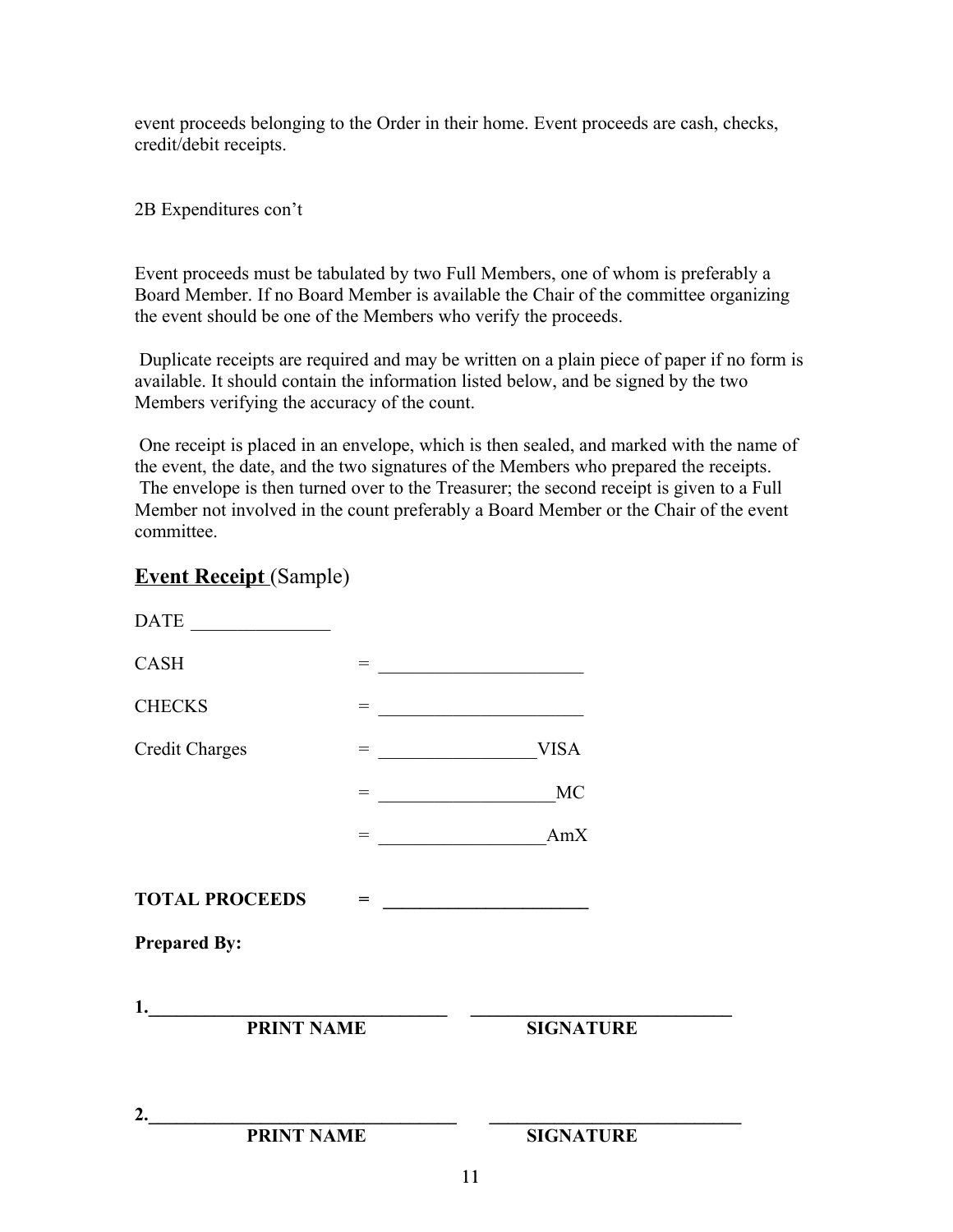event proceeds belonging to the Order in their home. Event proceeds are cash, checks, credit/debit receipts.

2B Expenditures con't

Event proceeds must be tabulated by two Full Members, one of whom is preferably a Board Member. If no Board Member is available the Chair of the committee organizing the event should be one of the Members who verify the proceeds.

Duplicate receipts are required and may be written on a plain piece of paper if no form is available. It should contain the information listed below, and be signed by the two Members verifying the accuracy of the count.

One receipt is placed in an envelope, which is then sealed, and marked with the name of the event, the date, and the two signatures of the Members who prepared the receipts. The envelope is then turned over to the Treasurer; the second receipt is given to a Full Member not involved in the count preferably a Board Member or the Chair of the event committee.

## **Event Receipt** (Sample)

DATE _______________

CASH = ______________________

CHECKS = ______________________

Credit Charges = _________________VISA

= ___________________MC

= __________________AmX

**TOTAL PROCEEDS = ______________________**

**Prepared By:**

**1.________________________________ ____________________________**
**PRINT NAME SIGNATURE**

**2.________________________________ ____________________________**
**PRINT NAME SIGNATURE**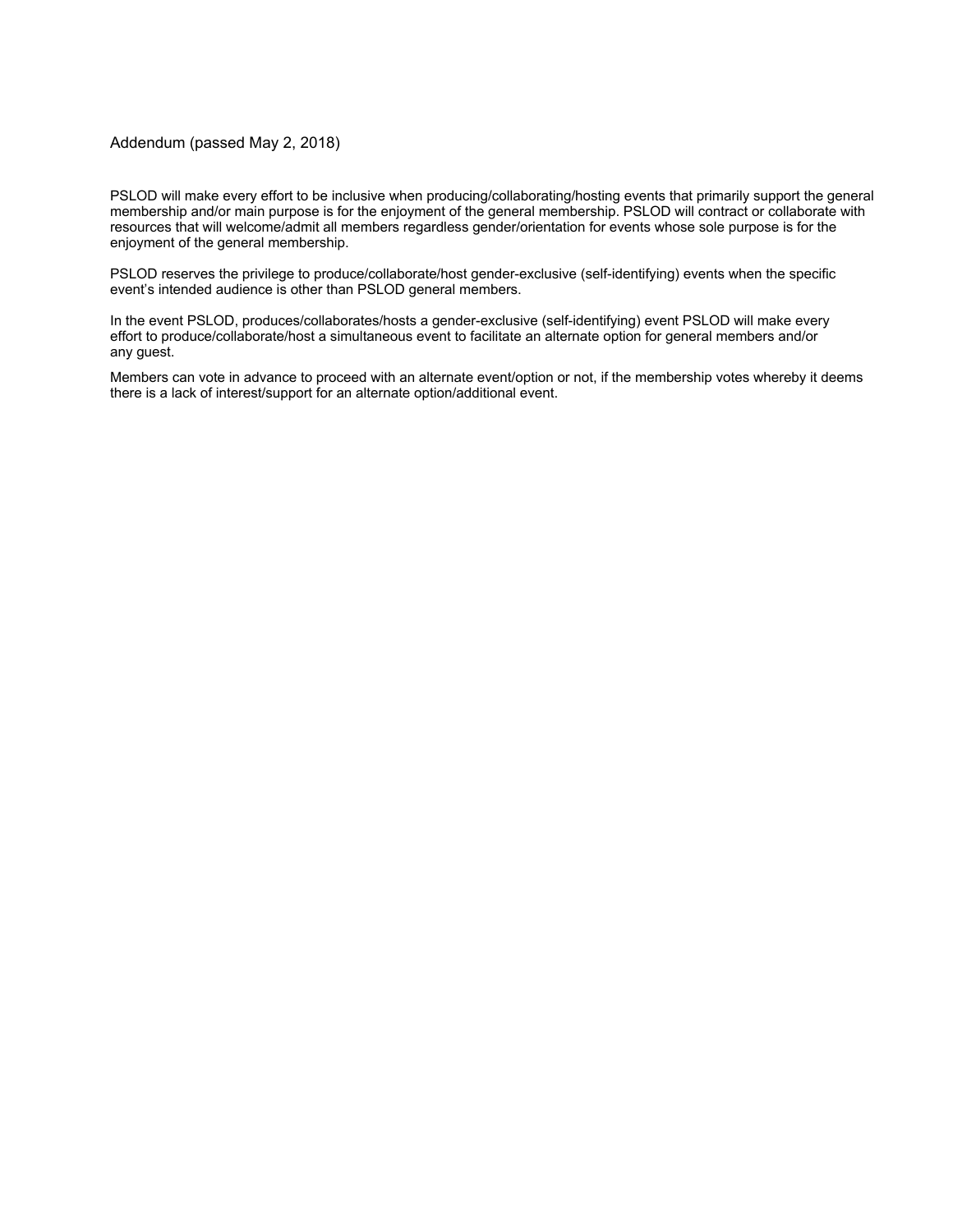Addendum (passed May 2, 2018)

PSLOD will make every effort to be inclusive when producing/collaborating/hosting events that primarily support the general membership and/or main purpose is for the enjoyment of the general membership. PSLOD will contract or collaborate with resources that will welcome/admit all members regardless gender/orientation for events whose sole purpose is for the enjoyment of the general membership.

PSLOD reserves the privilege to produce/collaborate/host gender-exclusive (self-identifying) events when the specific event's intended audience is other than PSLOD general members.

In the event PSLOD, produces/collaborates/hosts a gender-exclusive (self-identifying) event PSLOD will make every effort to produce/collaborate/host a simultaneous event to facilitate an alternate option for general members and/or any guest.

Members can vote in advance to proceed with an alternate event/option or not, if the membership votes whereby it deems there is a lack of interest/support for an alternate option/additional event.